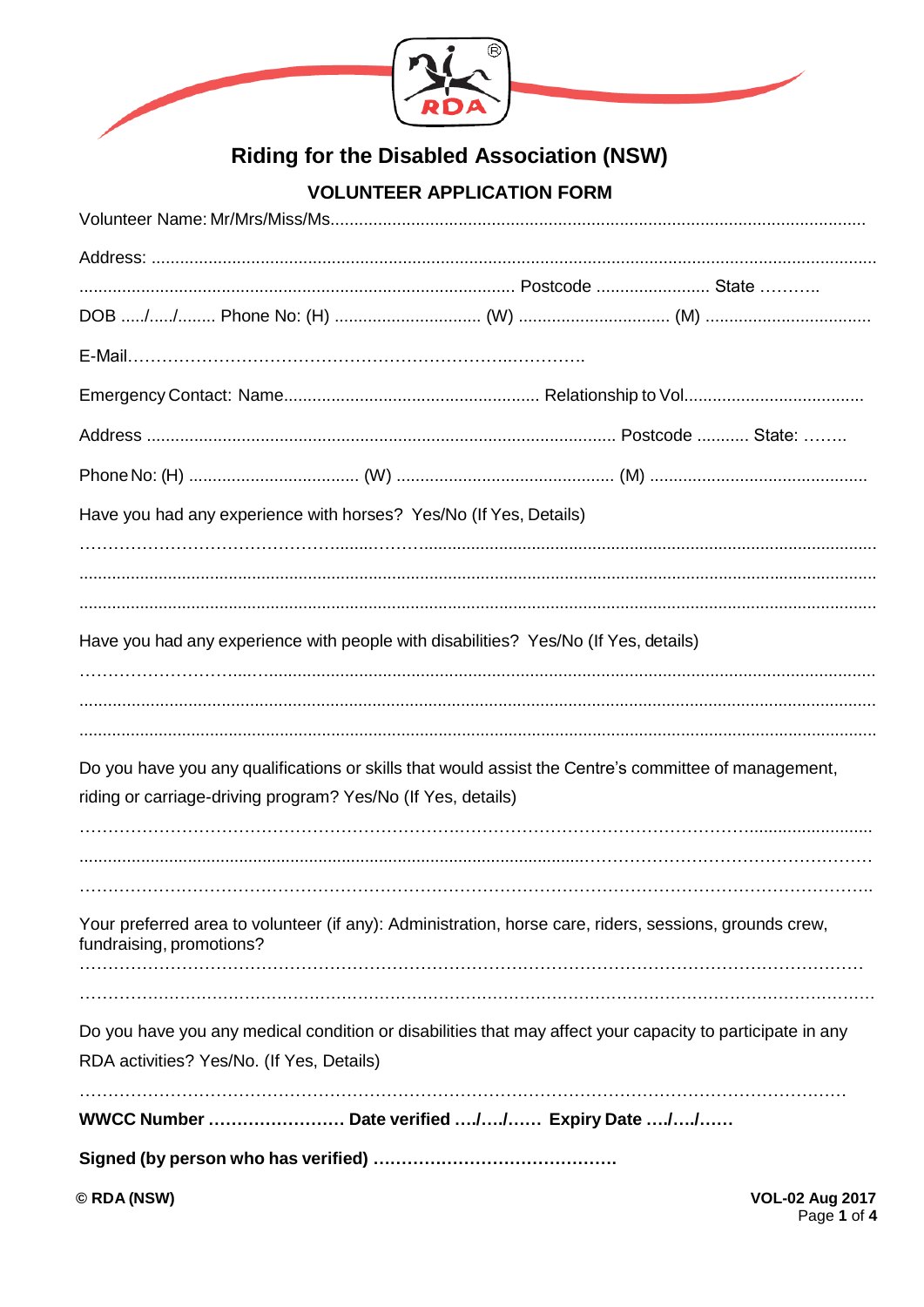# Riding for the Disabled Association (NSW)

## VOLUNTEER APPLICATION FORM

Volunteer Name: Mr/Mrs/Miss/Ms.................................................................................................................

Address: .......................................................................................................................................................

........................................................................................... Postcode ........................ State ………..

DOB ...../...../........ Phone No: (H) ............................... (W) ................................ (M) ...................................

E-Mail………………………………………………………..…………..

Emergency Contact: Name...................................................... Relationship to Vol......................................

Address .................................................................................................. Postcode ........... State: ……..

Phone No: (H) .................................... (W) .............................................. (M) ..............................................

Have you had any experience with horses? Yes/No (If Yes, Details)

…………………………………….......……….......................................................................................................

.......................................................................................................................................................................

.......................................................................................................................................................................

Have you had any experience with people with disabilities? Yes/No (If Yes, details)

……………………..….............................................................................................................................

.......................................................................................................................................................................

.......................................................................................................................................................................

Do you have you any qualifications or skills that would assist the Centre's committee of management, riding or carriage-driving program? Yes/No (If Yes, details)

………………………………………………………….…………………………………………........................

.........................................................................................................…………………………………………

……………………………………………………………………………………………………………………..

Your preferred area to volunteer (if any): Administration, horse care, riders, sessions, grounds crew, fundraising, promotions?

………………………………………………………………………………………………………………………

………………………………………………………………………………………………………………………

Do you have you any medical condition or disabilities that may affect your capacity to participate in any RDA activities? Yes/No. (If Yes, Details)

……………………………………………………………………………………………………………………

**WWCC Number …………………… Date verified …./…./…… Expiry Date …./…./……**

**Signed (by person who has verified) ……………………………………**

© RDA (NSW) VOL-02 Aug 2017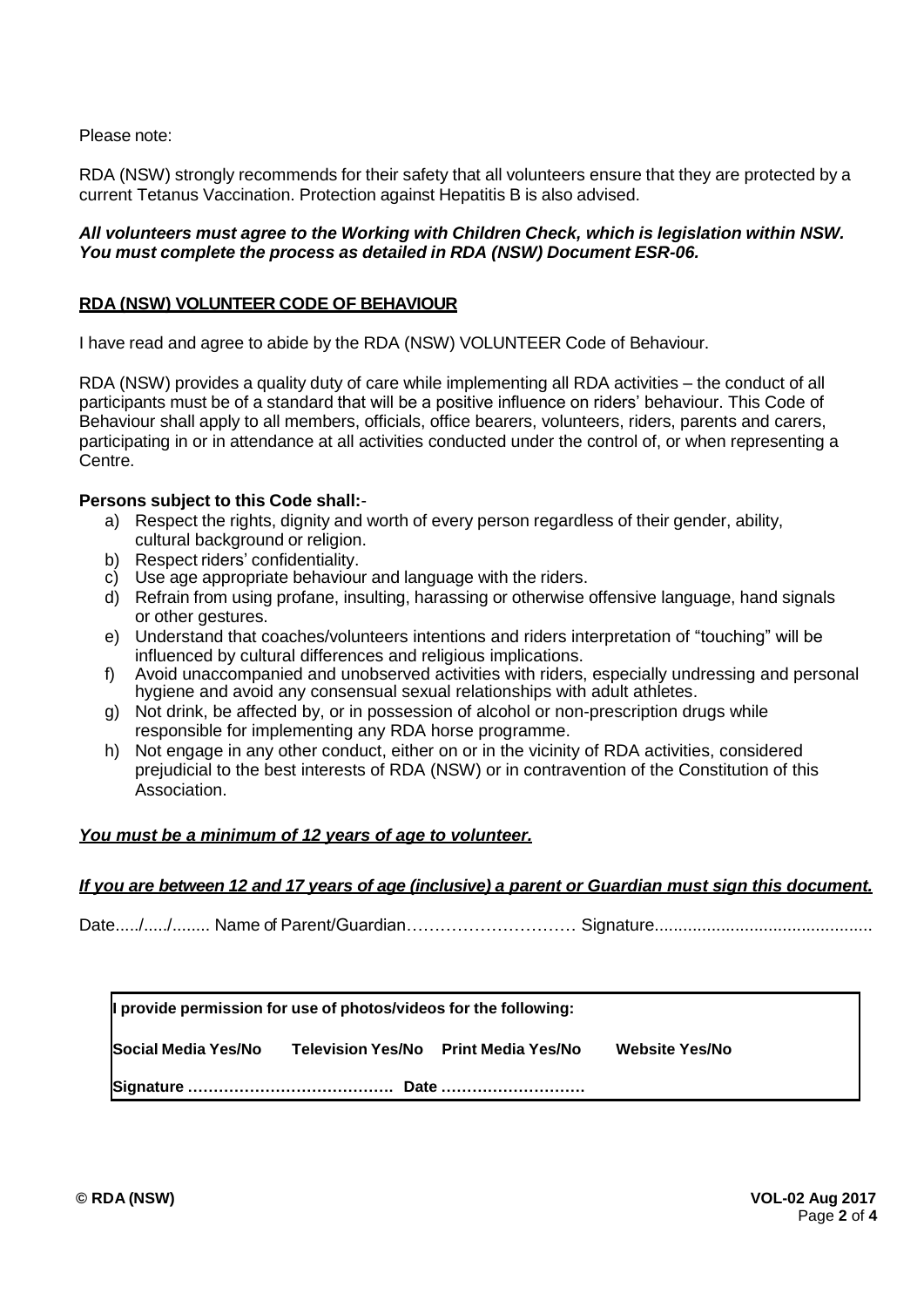Please note:

RDA (NSW) strongly recommends for their safety that all volunteers ensure that they are protected by a current Tetanus Vaccination. Protection against Hepatitis B is also advised.

***All volunteers must agree to the Working with Children Check, which is legislation within NSW. You must complete the process as detailed in RDA (NSW) Document ESR-06.***

## RDA (NSW) VOLUNTEER CODE OF BEHAVIOUR

I have read and agree to abide by the RDA (NSW) VOLUNTEER Code of Behaviour.

RDA (NSW) provides a quality duty of care while implementing all RDA activities – the conduct of all participants must be of a standard that will be a positive influence on riders' behaviour. This Code of Behaviour shall apply to all members, officials, office bearers, volunteers, riders, parents and carers, participating in or in attendance at all activities conducted under the control of, or when representing a Centre.

**Persons subject to this Code shall:**-

a) Respect the rights, dignity and worth of every person regardless of their gender, ability, cultural background or religion.
b) Respect riders' confidentiality.
c) Use age appropriate behaviour and language with the riders.
d) Refrain from using profane, insulting, harassing or otherwise offensive language, hand signals or other gestures.
e) Understand that coaches/volunteers intentions and riders interpretation of "touching" will be influenced by cultural differences and religious implications.
f) Avoid unaccompanied and unobserved activities with riders, especially undressing and personal hygiene and avoid any consensual sexual relationships with adult athletes.
g) Not drink, be affected by, or in possession of alcohol or non-prescription drugs while responsible for implementing any RDA horse programme.
h) Not engage in any other conduct, either on or in the vicinity of RDA activities, considered prejudicial to the best interests of RDA (NSW) or in contravention of the Constitution of this Association.

***You must be a minimum of 12 years of age to volunteer.***

***If you are between 12 and 17 years of age (inclusive) a parent or Guardian must sign this document.***

Date...../...../........ Name of Parent/Guardian………………………… Signature..............................................

**I provide permission for use of photos/videos for the following:**

**Social Media Yes/No** **Television Yes/No** **Print Media Yes/No** **Website Yes/No**

**Signature …………………………………. Date ………………………**

© RDA (NSW) VOL-02 Aug 2017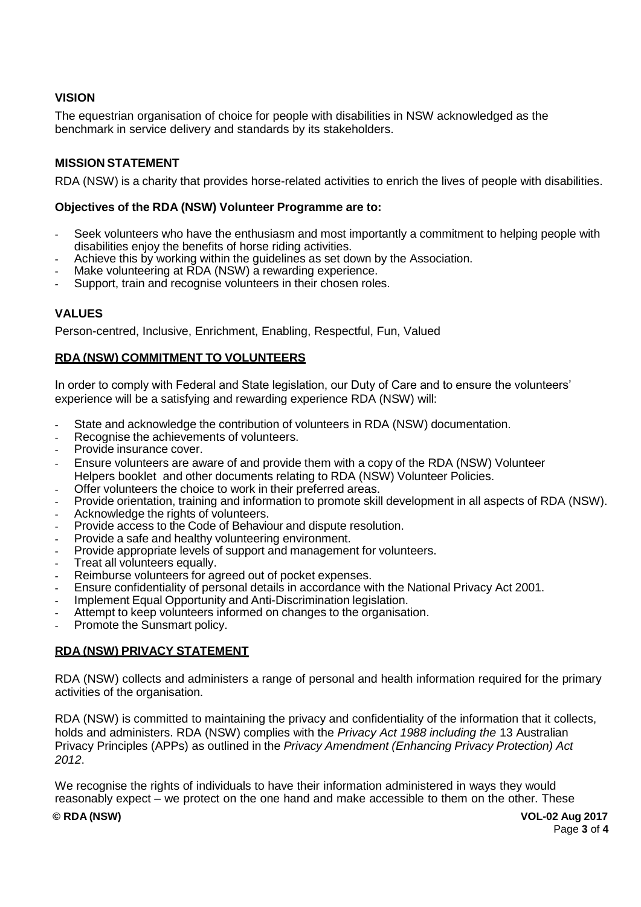### VISION

The equestrian organisation of choice for people with disabilities in NSW acknowledged as the benchmark in service delivery and standards by its stakeholders.

### MISSION STATEMENT

RDA (NSW) is a charity that provides horse-related activities to enrich the lives of people with disabilities.

**Objectives of the RDA (NSW) Volunteer Programme are to:**

- Seek volunteers who have the enthusiasm and most importantly a commitment to helping people with disabilities enjoy the benefits of horse riding activities.
- Achieve this by working within the guidelines as set down by the Association.
- Make volunteering at RDA (NSW) a rewarding experience.
- Support, train and recognise volunteers in their chosen roles.

### VALUES

Person-centred, Inclusive, Enrichment, Enabling, Respectful, Fun, Valued

### RDA (NSW) COMMITMENT TO VOLUNTEERS

In order to comply with Federal and State legislation, our Duty of Care and to ensure the volunteers' experience will be a satisfying and rewarding experience RDA (NSW) will:

- State and acknowledge the contribution of volunteers in RDA (NSW) documentation.
- Recognise the achievements of volunteers.
- Provide insurance cover.
- Ensure volunteers are aware of and provide them with a copy of the RDA (NSW) Volunteer Helpers booklet and other documents relating to RDA (NSW) Volunteer Policies.
- Offer volunteers the choice to work in their preferred areas.
- Provide orientation, training and information to promote skill development in all aspects of RDA (NSW).
- Acknowledge the rights of volunteers.
- Provide access to the Code of Behaviour and dispute resolution.
- Provide a safe and healthy volunteering environment.
- Provide appropriate levels of support and management for volunteers.
- Treat all volunteers equally.
- Reimburse volunteers for agreed out of pocket expenses.
- Ensure confidentiality of personal details in accordance with the National Privacy Act 2001.
- Implement Equal Opportunity and Anti-Discrimination legislation.
- Attempt to keep volunteers informed on changes to the organisation.
- Promote the Sunsmart policy.

### RDA (NSW) PRIVACY STATEMENT

RDA (NSW) collects and administers a range of personal and health information required for the primary activities of the organisation.

RDA (NSW) is committed to maintaining the privacy and confidentiality of the information that it collects, holds and administers. RDA (NSW) complies with the *Privacy Act 1988 including the* 13 Australian Privacy Principles (APPs) as outlined in the *Privacy Amendment (Enhancing Privacy Protection) Act 2012*.

We recognise the rights of individuals to have their information administered in ways they would reasonably expect – we protect on the one hand and make accessible to them on the other. These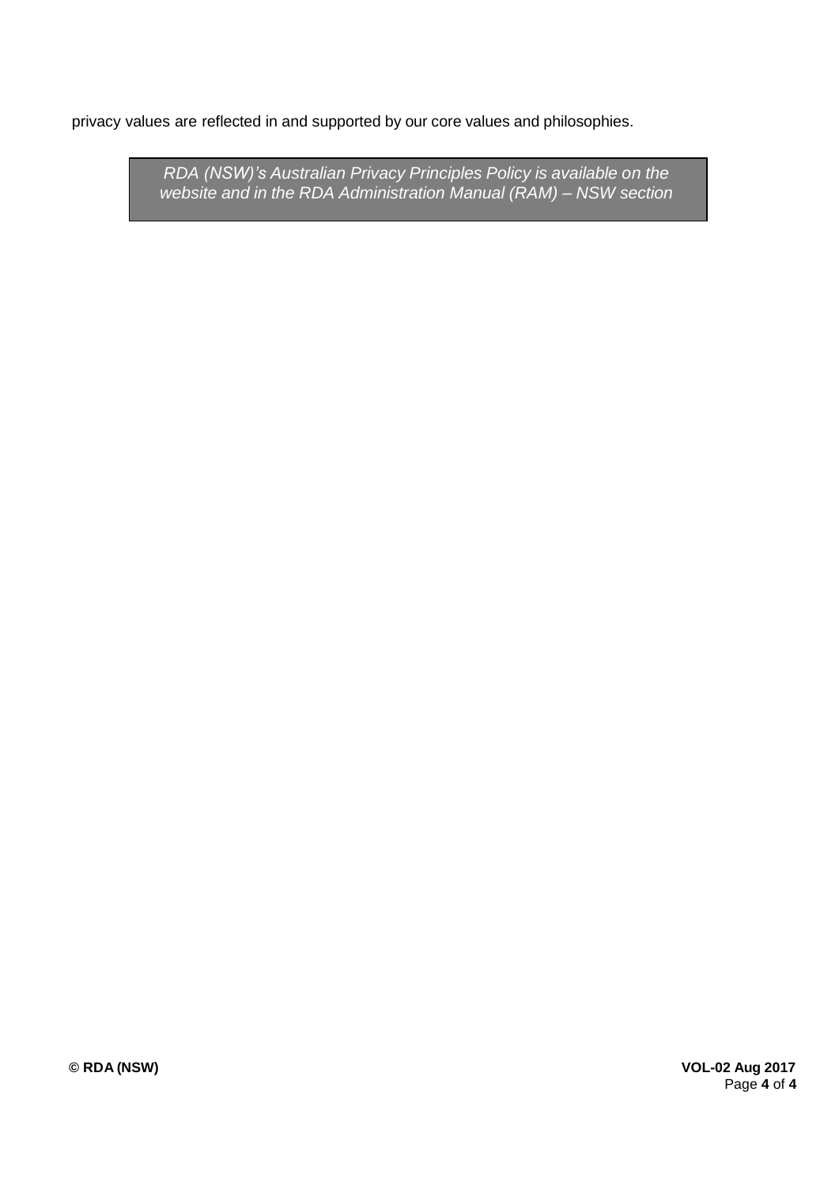privacy values are reflected in and supported by our core values and philosophies.

*RDA (NSW)’s Australian Privacy Principles Policy is available on the website and in the RDA Administration Manual (RAM) – NSW section*